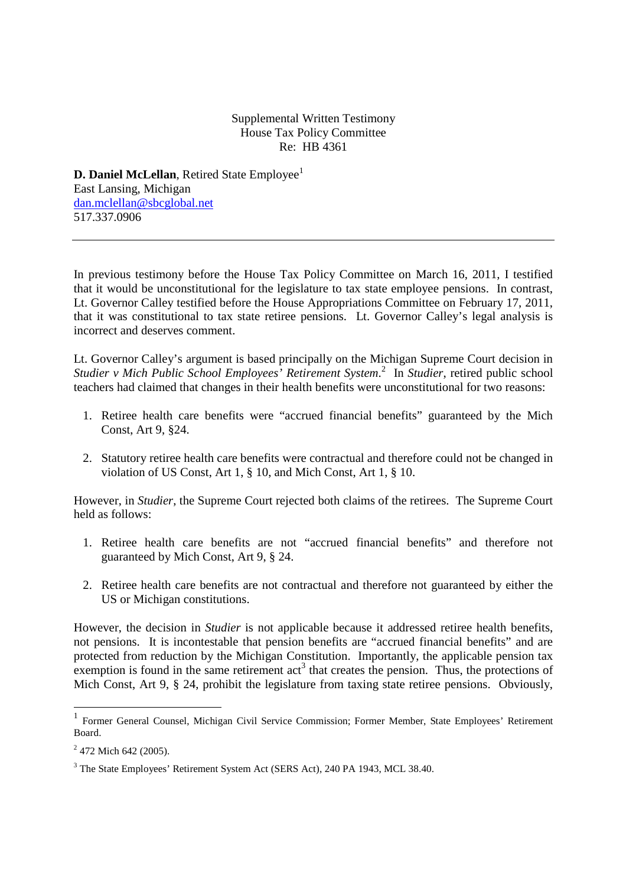Supplemental Written Testimony
House Tax Policy Committee
Re: HB 4361

**D. Daniel McLellan**, Retired State Employee[1]
East Lansing, Michigan
dan.mclellan@sbcglobal.net
517.337.0906

---

In previous testimony before the House Tax Policy Committee on March 16, 2011, I testified that it would be unconstitutional for the legislature to tax state employee pensions. In contrast, Lt. Governor Calley testified before the House Appropriations Committee on February 17, 2011, that it was constitutional to tax state retiree pensions. Lt. Governor Calley's legal analysis is incorrect and deserves comment.

Lt. Governor Calley's argument is based principally on the Michigan Supreme Court decision in *Studier v Mich Public School Employees' Retirement System*.[2] In *Studier*, retired public school teachers had claimed that changes in their health benefits were unconstitutional for two reasons:

1. Retiree health care benefits were "accrued financial benefits" guaranteed by the Mich Const, Art 9, §24.
2. Statutory retiree health care benefits were contractual and therefore could not be changed in violation of US Const, Art 1, § 10, and Mich Const, Art 1, § 10.

However, in *Studier*, the Supreme Court rejected both claims of the retirees. The Supreme Court held as follows:

1. Retiree health care benefits are not "accrued financial benefits" and therefore not guaranteed by Mich Const, Art 9, § 24.
2. Retiree health care benefits are not contractual and therefore not guaranteed by either the US or Michigan constitutions.

However, the decision in *Studier* is not applicable because it addressed retiree health benefits, not pensions. It is incontestable that pension benefits are "accrued financial benefits" and are protected from reduction by the Michigan Constitution. Importantly, the applicable pension tax exemption is found in the same retirement act[3] that creates the pension. Thus, the protections of Mich Const, Art 9, § 24, prohibit the legislature from taxing state retiree pensions. Obviously,

---

[1] Former General Counsel, Michigan Civil Service Commission; Former Member, State Employees' Retirement Board.

[2] 472 Mich 642 (2005).

[3] The State Employees' Retirement System Act (SERS Act), 240 PA 1943, MCL 38.40.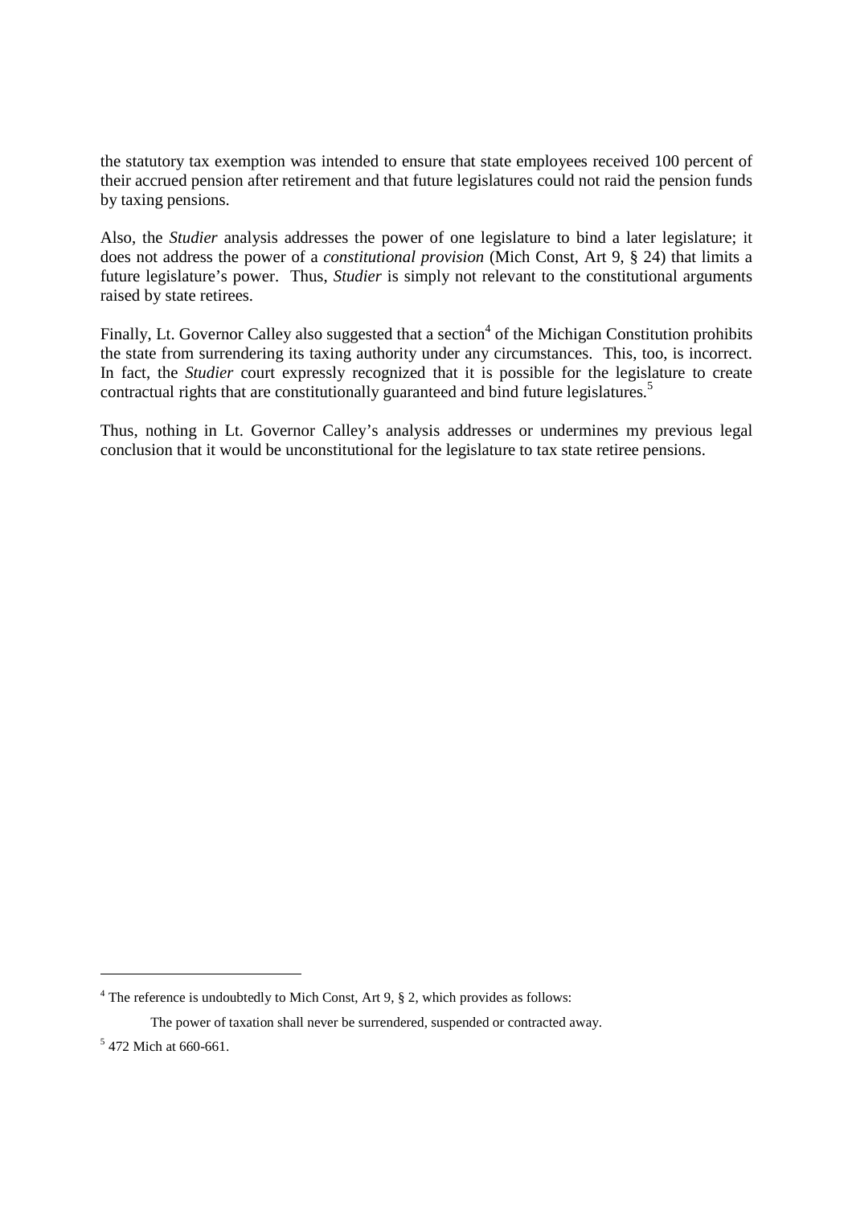the statutory tax exemption was intended to ensure that state employees received 100 percent of their accrued pension after retirement and that future legislatures could not raid the pension funds by taxing pensions.

Also, the *Studier* analysis addresses the power of one legislature to bind a later legislature; it does not address the power of a *constitutional provision* (Mich Const, Art 9, § 24) that limits a future legislature's power. Thus, *Studier* is simply not relevant to the constitutional arguments raised by state retirees.

Finally, Lt. Governor Calley also suggested that a section[4] of the Michigan Constitution prohibits the state from surrendering its taxing authority under any circumstances. This, too, is incorrect. In fact, the *Studier* court expressly recognized that it is possible for the legislature to create contractual rights that are constitutionally guaranteed and bind future legislatures.[5]

Thus, nothing in Lt. Governor Calley's analysis addresses or undermines my previous legal conclusion that it would be unconstitutional for the legislature to tax state retiree pensions.

---

[4] The reference is undoubtedly to Mich Const, Art 9, § 2, which provides as follows:

> The power of taxation shall never be surrendered, suspended or contracted away.

[5] 472 Mich at 660-661.